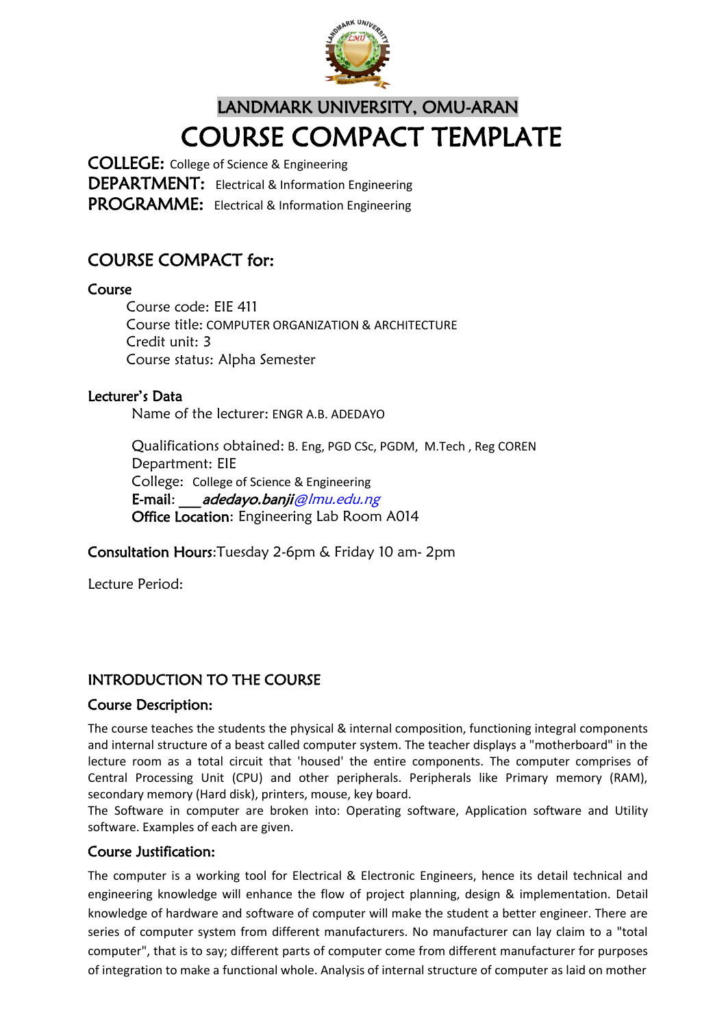LANDMARK UNIVERSITY, OMU-ARAN

# COURSE COMPACT TEMPLATE

**COLLEGE:** College of Science & Engineering
**DEPARTMENT:** Electrical & Information Engineering
**PROGRAMME:** Electrical & Information Engineering

## COURSE COMPACT for:

### Course

Course code: EIE 411
Course title: COMPUTER ORGANIZATION & ARCHITECTURE
Credit unit: 3
Course status: Alpha Semester

### Lecturer's Data

Name of the lecturer: ENGR A.B. ADEDAYO

Qualifications obtained: B. Eng, PGD CSc, PGDM, M.Tech , Reg COREN
Department: EIE
College: College of Science & Engineering
**E-mail**: ___*adedayo.banji*@lmu.edu.ng
**Office Location**: Engineering Lab Room A014

**Consultation Hours**:Tuesday 2-6pm & Friday 10 am- 2pm

Lecture Period:

## INTRODUCTION TO THE COURSE

### Course Description:

The course teaches the students the physical & internal composition, functioning integral components and internal structure of a beast called computer system. The teacher displays a "motherboard" in the lecture room as a total circuit that 'housed' the entire components. The computer comprises of Central Processing Unit (CPU) and other peripherals. Peripherals like Primary memory (RAM), secondary memory (Hard disk), printers, mouse, key board.
The Software in computer are broken into: Operating software, Application software and Utility software. Examples of each are given.

### Course Justification:

The computer is a working tool for Electrical & Electronic Engineers, hence its detail technical and engineering knowledge will enhance the flow of project planning, design & implementation. Detail knowledge of hardware and software of computer will make the student a better engineer. There are series of computer system from different manufacturers. No manufacturer can lay claim to a "total computer", that is to say; different parts of computer come from different manufacturer for purposes of integration to make a functional whole. Analysis of internal structure of computer as laid on mother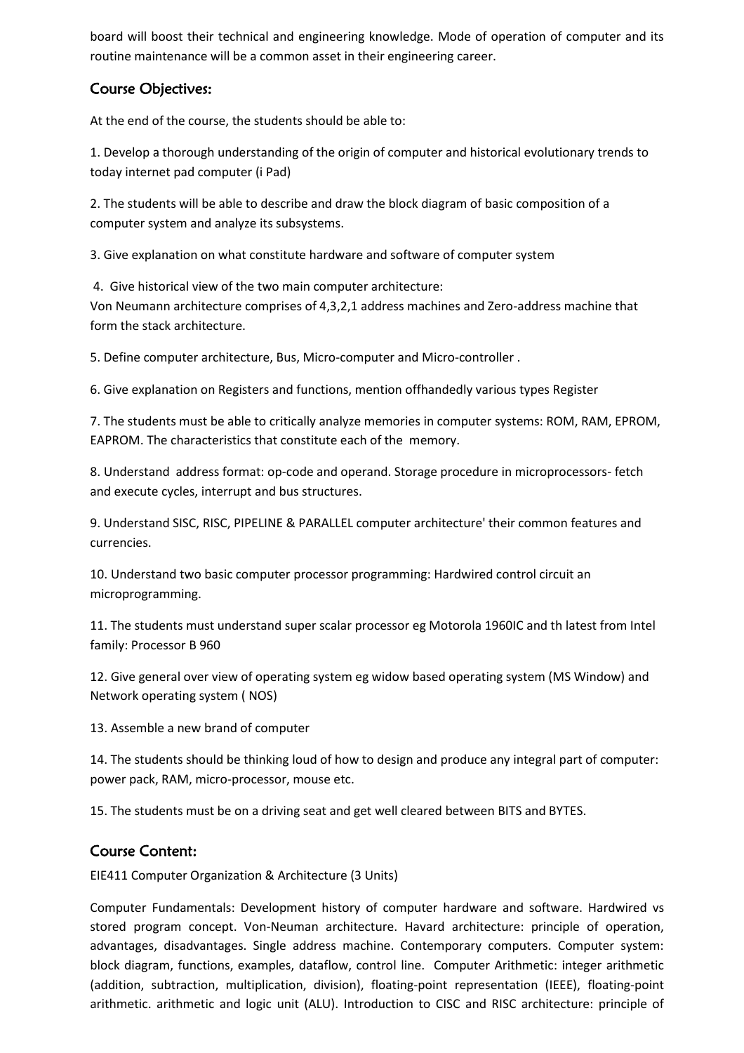board will boost their technical and engineering knowledge. Mode of operation of computer and its routine maintenance will be a common asset in their engineering career.

## Course Objectives:

At the end of the course, the students should be able to:

1. Develop a thorough understanding of the origin of computer and historical evolutionary trends to today internet pad computer (i Pad)

2. The students will be able to describe and draw the block diagram of basic composition of a computer system and analyze its subsystems.

3. Give explanation on what constitute hardware and software of computer system

4. Give historical view of the two main computer architecture:
Von Neumann architecture comprises of 4,3,2,1 address machines and Zero-address machine that form the stack architecture.

5. Define computer architecture, Bus, Micro-computer and Micro-controller .

6. Give explanation on Registers and functions, mention offhandedly various types Register

7. The students must be able to critically analyze memories in computer systems: ROM, RAM, EPROM, EAPROM. The characteristics that constitute each of the memory.

8. Understand address format: op-code and operand. Storage procedure in microprocessors- fetch and execute cycles, interrupt and bus structures.

9. Understand SISC, RISC, PIPELINE & PARALLEL computer architecture' their common features and currencies.

10. Understand two basic computer processor programming: Hardwired control circuit an microprogramming.

11. The students must understand super scalar processor eg Motorola 1960IC and th latest from Intel family: Processor B 960

12. Give general over view of operating system eg widow based operating system (MS Window) and Network operating system ( NOS)

13. Assemble a new brand of computer

14. The students should be thinking loud of how to design and produce any integral part of computer: power pack, RAM, micro-processor, mouse etc.

15. The students must be on a driving seat and get well cleared between BITS and BYTES.

## Course Content:

EIE411 Computer Organization & Architecture (3 Units)

Computer Fundamentals: Development history of computer hardware and software. Hardwired vs stored program concept. Von-Neuman architecture. Havard architecture: principle of operation, advantages, disadvantages. Single address machine. Contemporary computers. Computer system: block diagram, functions, examples, dataflow, control line. Computer Arithmetic: integer arithmetic (addition, subtraction, multiplication, division), floating-point representation (IEEE), floating-point arithmetic. arithmetic and logic unit (ALU). Introduction to CISC and RISC architecture: principle of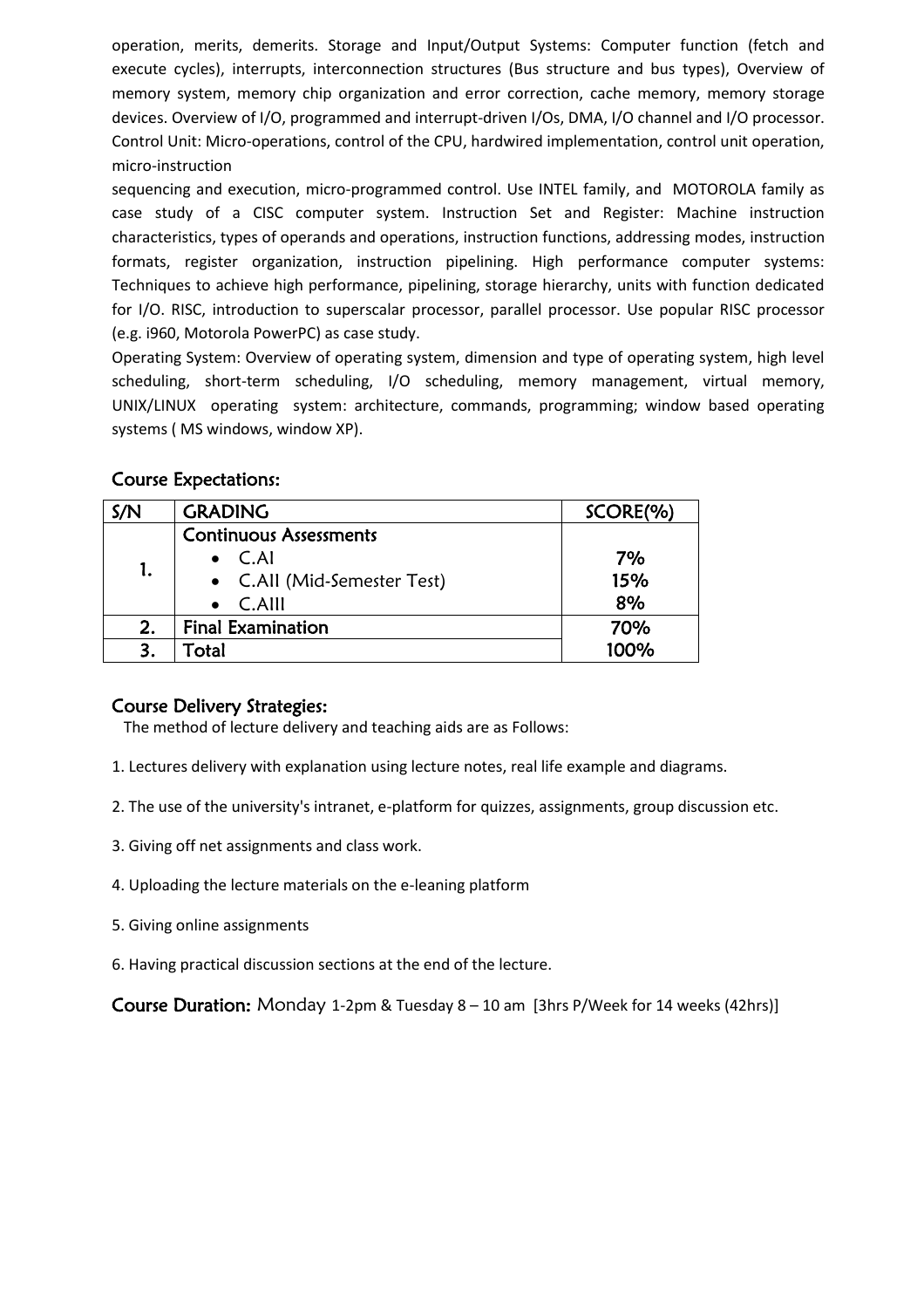operation, merits, demerits. Storage and Input/Output Systems: Computer function (fetch and execute cycles), interrupts, interconnection structures (Bus structure and bus types), Overview of memory system, memory chip organization and error correction, cache memory, memory storage devices. Overview of I/O, programmed and interrupt-driven I/Os, DMA, I/O channel and I/O processor. Control Unit: Micro-operations, control of the CPU, hardwired implementation, control unit operation, micro-instruction

sequencing and execution, micro-programmed control. Use INTEL family, and MOTOROLA family as case study of a CISC computer system. Instruction Set and Register: Machine instruction characteristics, types of operands and operations, instruction functions, addressing modes, instruction formats, register organization, instruction pipelining. High performance computer systems: Techniques to achieve high performance, pipelining, storage hierarchy, units with function dedicated for I/O. RISC, introduction to superscalar processor, parallel processor. Use popular RISC processor (e.g. i960, Motorola PowerPC) as case study.

Operating System: Overview of operating system, dimension and type of operating system, high level scheduling, short-term scheduling, I/O scheduling, memory management, virtual memory, UNIX/LINUX operating system: architecture, commands, programming; window based operating systems ( MS windows, window XP).

## Course Expectations:

| S/N | GRADING | SCORE(%) |
|---|---|---|
| 1. | **Continuous Assessments** | |
| | • C.AI | 7% |
| | • C.AII (Mid-Semester Test) | 15% |
| | • C.AIII | 8% |
| 2. | **Final Examination** | 70% |
| 3. | **Total** | 100% |

## Course Delivery Strategies:

The method of lecture delivery and teaching aids are as Follows:

1. Lectures delivery with explanation using lecture notes, real life example and diagrams.

2. The use of the university's intranet, e-platform for quizzes, assignments, group discussion etc.

3. Giving off net assignments and class work.

4. Uploading the lecture materials on the e-leaning platform

5. Giving online assignments

6. Having practical discussion sections at the end of the lecture.

**Course Duration:** Monday 1-2pm & Tuesday 8 – 10 am [3hrs P/Week for 14 weeks (42hrs)]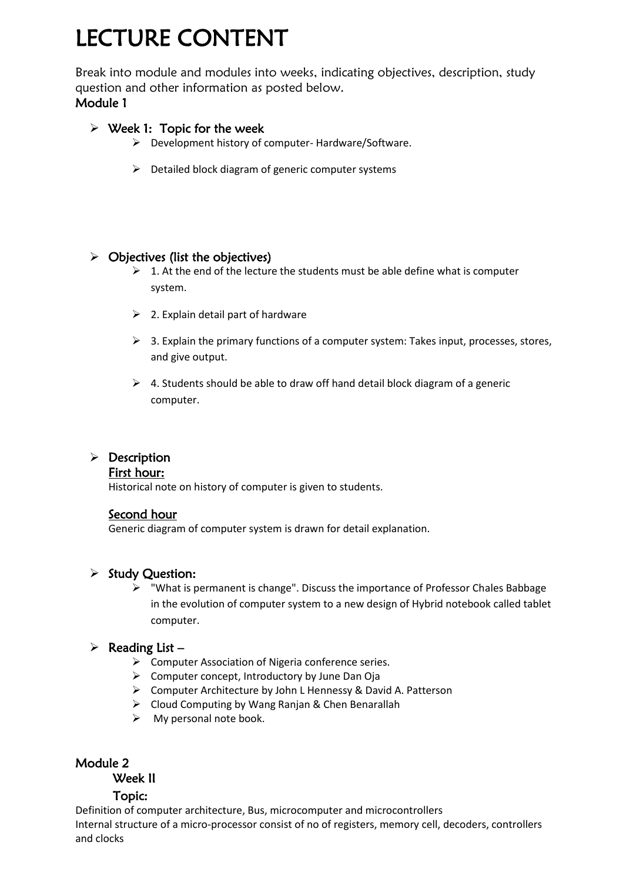# LECTURE CONTENT

Break into module and modules into weeks, indicating objectives, description, study question and other information as posted below.

## Module 1

- **Week 1: Topic for the week**
  - Development history of computer- Hardware/Software.
  - Detailed block diagram of generic computer systems

- **Objectives (list the objectives)**
  - 1. At the end of the lecture the students must be able define what is computer system.
  - 2. Explain detail part of hardware
  - 3. Explain the primary functions of a computer system: Takes input, processes, stores, and give output.
  - 4. Students should be able to draw off hand detail block diagram of a generic computer.

- **Description**

  **First hour:**

  Historical note on history of computer is given to students.

  **Second hour**

  Generic diagram of computer system is drawn for detail explanation.

- **Study Question:**
  - "What is permanent is change". Discuss the importance of Professor Chales Babbage in the evolution of computer system to a new design of Hybrid notebook called tablet computer.

- **Reading List** –
  - Computer Association of Nigeria conference series.
  - Computer concept, Introductory by June Dan Oja
  - Computer Architecture by John L Hennessy & David A. Patterson
  - Cloud Computing by Wang Ranjan & Chen Benarallah
  - My personal note book.

## Module 2

**Week II**

**Topic:**

Definition of computer architecture, Bus, microcomputer and microcontrollers

Internal structure of a micro-processor consist of no of registers, memory cell, decoders, controllers and clocks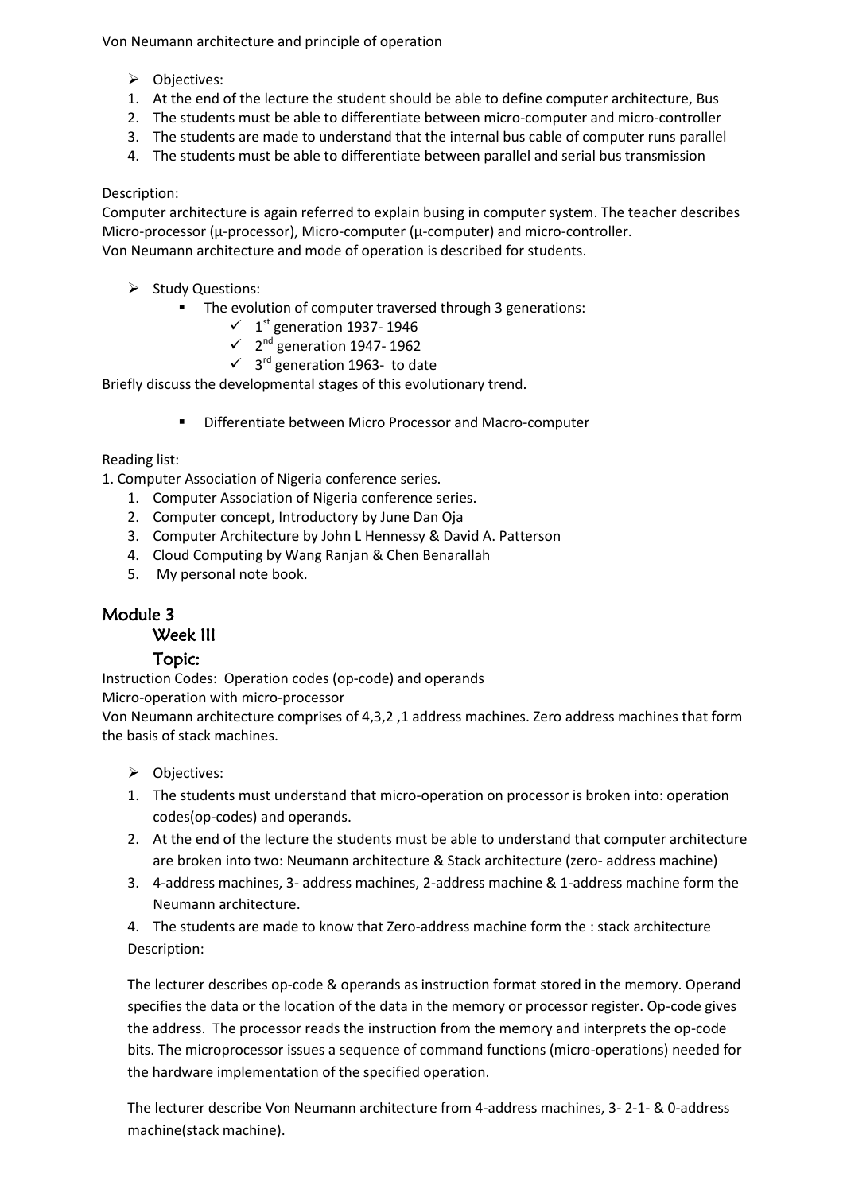Von Neumann architecture and principle of operation

- Objectives:

1. At the end of the lecture the student should be able to define computer architecture, Bus
2. The students must be able to differentiate between micro-computer and micro-controller
3. The students are made to understand that the internal bus cable of computer runs parallel
4. The students must be able to differentiate between parallel and serial bus transmission

Description:
Computer architecture is again referred to explain busing in computer system. The teacher describes Micro-processor (µ-processor), Micro-computer (µ-computer) and micro-controller.
Von Neumann architecture and mode of operation is described for students.

- Study Questions:
  - The evolution of computer traversed through 3 generations:
    - ✓ 1st generation 1937- 1946
    - ✓ 2nd generation 1947- 1962
    - ✓ 3rd generation 1963- to date

Briefly discuss the developmental stages of this evolutionary trend.

  - Differentiate between Micro Processor and Macro-computer

Reading list:
1. Computer Association of Nigeria conference series.

1. Computer Association of Nigeria conference series.
2. Computer concept, Introductory by June Dan Oja
3. Computer Architecture by John L Hennessy & David A. Patterson
4. Cloud Computing by Wang Ranjan & Chen Benarallah
5. My personal note book.

## Module 3

### Week III

### Topic:

Instruction Codes: Operation codes (op-code) and operands
Micro-operation with micro-processor
Von Neumann architecture comprises of 4,3,2 ,1 address machines. Zero address machines that form the basis of stack machines.

- Objectives:

1. The students must understand that micro-operation on processor is broken into: operation codes(op-codes) and operands.
2. At the end of the lecture the students must be able to understand that computer architecture are broken into two: Neumann architecture & Stack architecture (zero- address machine)
3. 4-address machines, 3- address machines, 2-address machine & 1-address machine form the Neumann architecture.
4. The students are made to know that Zero-address machine form the : stack architecture

Description:

The lecturer describes op-code & operands as instruction format stored in the memory. Operand specifies the data or the location of the data in the memory or processor register. Op-code gives the address. The processor reads the instruction from the memory and interprets the op-code bits. The microprocessor issues a sequence of command functions (micro-operations) needed for the hardware implementation of the specified operation.

The lecturer describe Von Neumann architecture from 4-address machines, 3- 2-1- & 0-address machine(stack machine).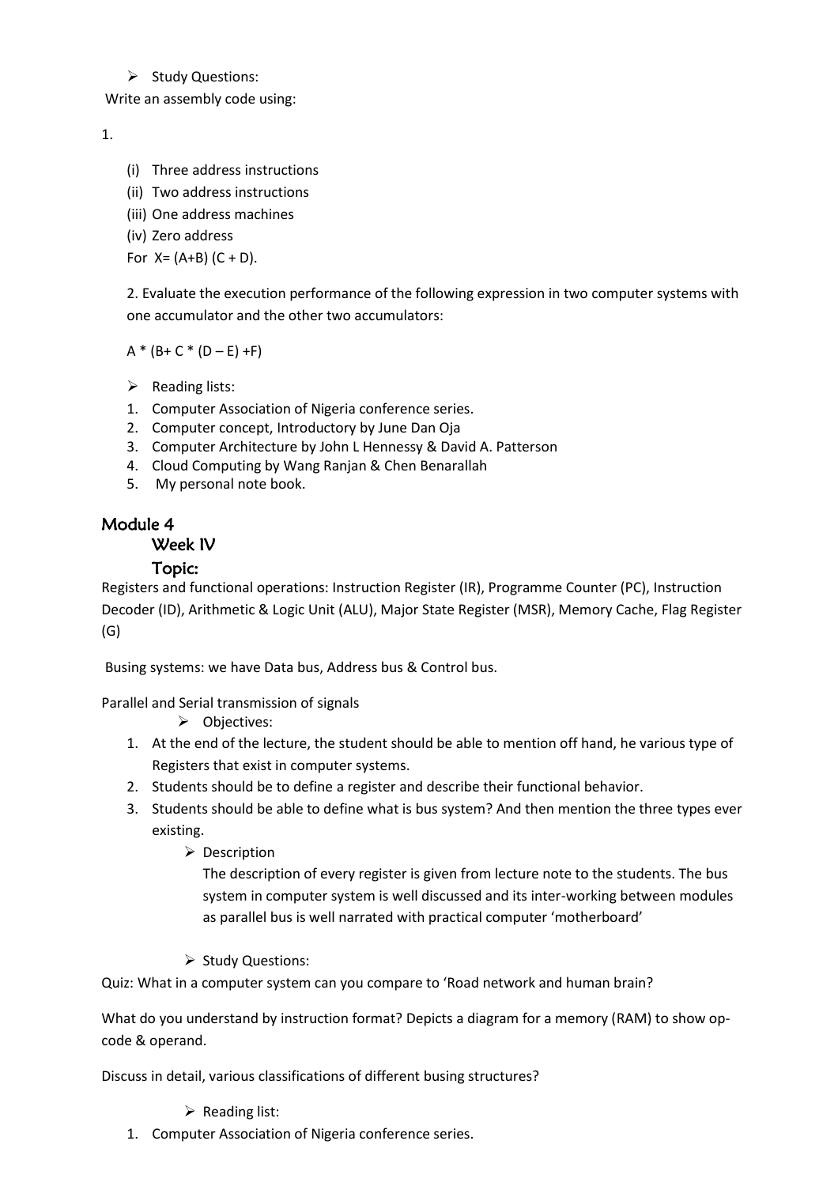- Study Questions:

Write an assembly code using:

1.

   (i) Three address instructions
   (ii) Two address instructions
   (iii) One address machines
   (iv) Zero address

   For X= (A+B) (C + D).

   2. Evaluate the execution performance of the following expression in two computer systems with one accumulator and the other two accumulators:

   A * (B+ C * (D – E) +F)

- Reading lists:

1. Computer Association of Nigeria conference series.
2. Computer concept, Introductory by June Dan Oja
3. Computer Architecture by John L Hennessy & David A. Patterson
4. Cloud Computing by Wang Ranjan & Chen Benarallah
5. My personal note book.

## Module 4

### Week IV

### Topic:

Registers and functional operations: Instruction Register (IR), Programme Counter (PC), Instruction Decoder (ID), Arithmetic & Logic Unit (ALU), Major State Register (MSR), Memory Cache, Flag Register (G)

Busing systems: we have Data bus, Address bus & Control bus.

Parallel and Serial transmission of signals

- Objectives:

1. At the end of the lecture, the student should be able to mention off hand, he various type of Registers that exist in computer systems.
2. Students should be to define a register and describe their functional behavior.
3. Students should be able to define what is bus system? And then mention the three types ever existing.

   - Description

     The description of every register is given from lecture note to the students. The bus system in computer system is well discussed and its inter-working between modules as parallel bus is well narrated with practical computer 'motherboard'

   - Study Questions:

Quiz: What in a computer system can you compare to 'Road network and human brain?

What do you understand by instruction format? Depicts a diagram for a memory (RAM) to show op-code & operand.

Discuss in detail, various classifications of different busing structures?

- Reading list:

1. Computer Association of Nigeria conference series.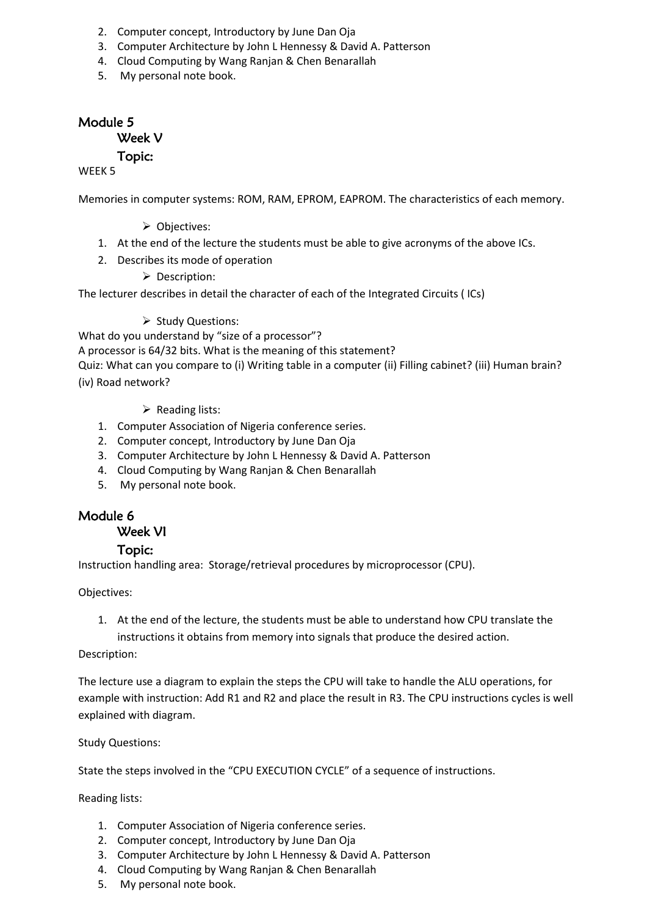2. Computer concept, Introductory by June Dan Oja
3. Computer Architecture by John L Hennessy & David A. Patterson
4. Cloud Computing by Wang Ranjan & Chen Benarallah
5. My personal note book.

# Module 5

## Week V

## Topic:

WEEK 5

Memories in computer systems: ROM, RAM, EPROM, EAPROM. The characteristics of each memory.

- Objectives:

1. At the end of the lecture the students must be able to give acronyms of the above ICs.
2. Describes its mode of operation

- Description:

The lecturer describes in detail the character of each of the Integrated Circuits ( ICs)

- Study Questions:

What do you understand by "size of a processor"?
A processor is 64/32 bits. What is the meaning of this statement?
Quiz: What can you compare to (i) Writing table in a computer (ii) Filling cabinet? (iii) Human brain? (iv) Road network?

- Reading lists:

1. Computer Association of Nigeria conference series.
2. Computer concept, Introductory by June Dan Oja
3. Computer Architecture by John L Hennessy & David A. Patterson
4. Cloud Computing by Wang Ranjan & Chen Benarallah
5. My personal note book.

# Module 6

## Week VI

## Topic:

Instruction handling area: Storage/retrieval procedures by microprocessor (CPU).

Objectives:

1. At the end of the lecture, the students must be able to understand how CPU translate the instructions it obtains from memory into signals that produce the desired action.

Description:

The lecture use a diagram to explain the steps the CPU will take to handle the ALU operations, for example with instruction: Add R1 and R2 and place the result in R3. The CPU instructions cycles is well explained with diagram.

Study Questions:

State the steps involved in the "CPU EXECUTION CYCLE" of a sequence of instructions.

Reading lists:

1. Computer Association of Nigeria conference series.
2. Computer concept, Introductory by June Dan Oja
3. Computer Architecture by John L Hennessy & David A. Patterson
4. Cloud Computing by Wang Ranjan & Chen Benarallah
5. My personal note book.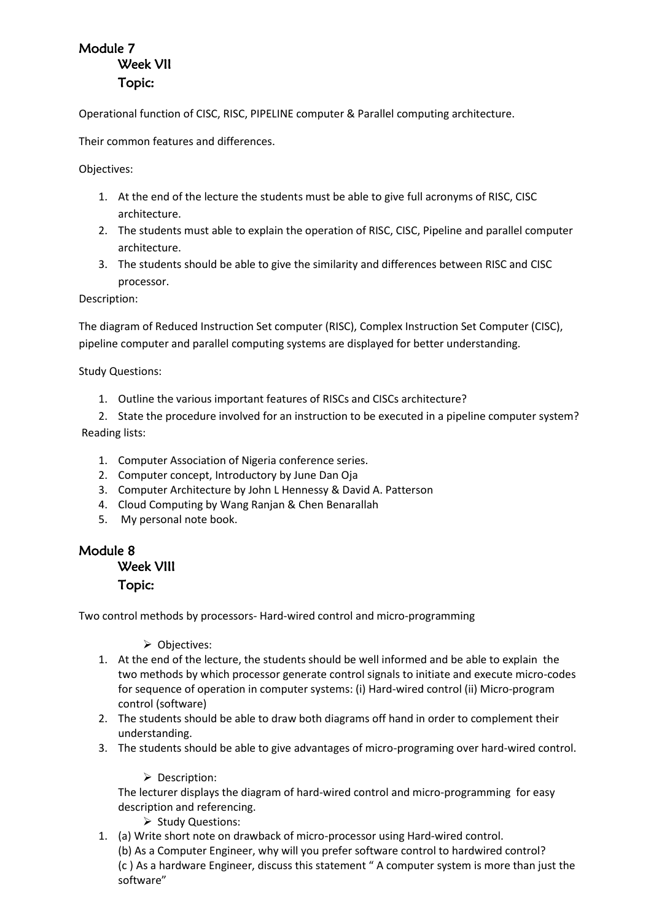## Module 7

### Week VII

### Topic:

Operational function of CISC, RISC, PIPELINE computer & Parallel computing architecture.

Their common features and differences.

Objectives:

1. At the end of the lecture the students must be able to give full acronyms of RISC, CISC architecture.
2. The students must able to explain the operation of RISC, CISC, Pipeline and parallel computer architecture.
3. The students should be able to give the similarity and differences between RISC and CISC processor.

Description:

The diagram of Reduced Instruction Set computer (RISC), Complex Instruction Set Computer (CISC), pipeline computer and parallel computing systems are displayed for better understanding.

Study Questions:

1. Outline the various important features of RISCs and CISCs architecture?
2. State the procedure involved for an instruction to be executed in a pipeline computer system?

Reading lists:

1. Computer Association of Nigeria conference series.
2. Computer concept, Introductory by June Dan Oja
3. Computer Architecture by John L Hennessy & David A. Patterson
4. Cloud Computing by Wang Ranjan & Chen Benarallah
5. My personal note book.

## Module 8

### Week VIII

### Topic:

Two control methods by processors- Hard-wired control and micro-programming

- Objectives:

1. At the end of the lecture, the students should be well informed and be able to explain the two methods by which processor generate control signals to initiate and execute micro-codes for sequence of operation in computer systems: (i) Hard-wired control (ii) Micro-program control (software)
2. The students should be able to draw both diagrams off hand in order to complement their understanding.
3. The students should be able to give advantages of micro-programing over hard-wired control.

- Description:

The lecturer displays the diagram of hard-wired control and micro-programming for easy description and referencing.

- Study Questions:

1. (a) Write short note on drawback of micro-processor using Hard-wired control.

   (b) As a Computer Engineer, why will you prefer software control to hardwired control?

   (c ) As a hardware Engineer, discuss this statement " A computer system is more than just the software"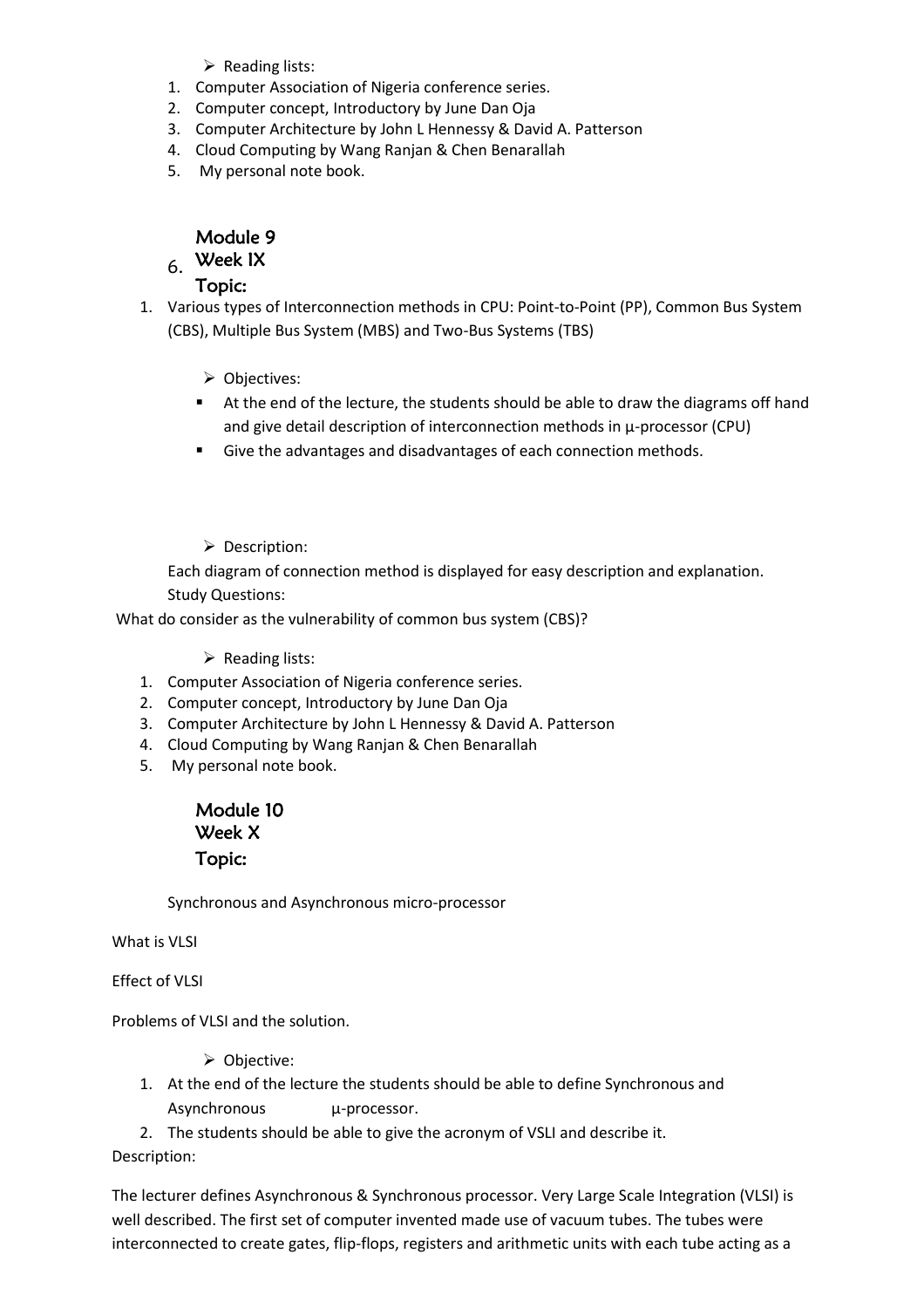- Reading lists:

1. Computer Association of Nigeria conference series.
2. Computer concept, Introductory by June Dan Oja
3. Computer Architecture by John L Hennessy & David A. Patterson
4. Cloud Computing by Wang Ranjan & Chen Benarallah
5. My personal note book.

6. **Module 9**
   **Week IX**
   **Topic:**

1. Various types of Interconnection methods in CPU: Point-to-Point (PP), Common Bus System (CBS), Multiple Bus System (MBS) and Two-Bus Systems (TBS)

- Objectives:
  - At the end of the lecture, the students should be able to draw the diagrams off hand and give detail description of interconnection methods in μ-processor (CPU)
  - Give the advantages and disadvantages of each connection methods.

- Description:

Each diagram of connection method is displayed for easy description and explanation.

Study Questions:

What do consider as the vulnerability of common bus system (CBS)?

- Reading lists:

1. Computer Association of Nigeria conference series.
2. Computer concept, Introductory by June Dan Oja
3. Computer Architecture by John L Hennessy & David A. Patterson
4. Cloud Computing by Wang Ranjan & Chen Benarallah
5. My personal note book.

**Module 10**
**Week X**
**Topic:**

Synchronous and Asynchronous micro-processor

What is VLSI

Effect of VLSI

Problems of VLSI and the solution.

- Objective:

1. At the end of the lecture the students should be able to define Synchronous and Asynchronous μ-processor.
2. The students should be able to give the acronym of VSLI and describe it.

Description:

The lecturer defines Asynchronous & Synchronous processor. Very Large Scale Integration (VLSI) is well described. The first set of computer invented made use of vacuum tubes. The tubes were interconnected to create gates, flip-flops, registers and arithmetic units with each tube acting as a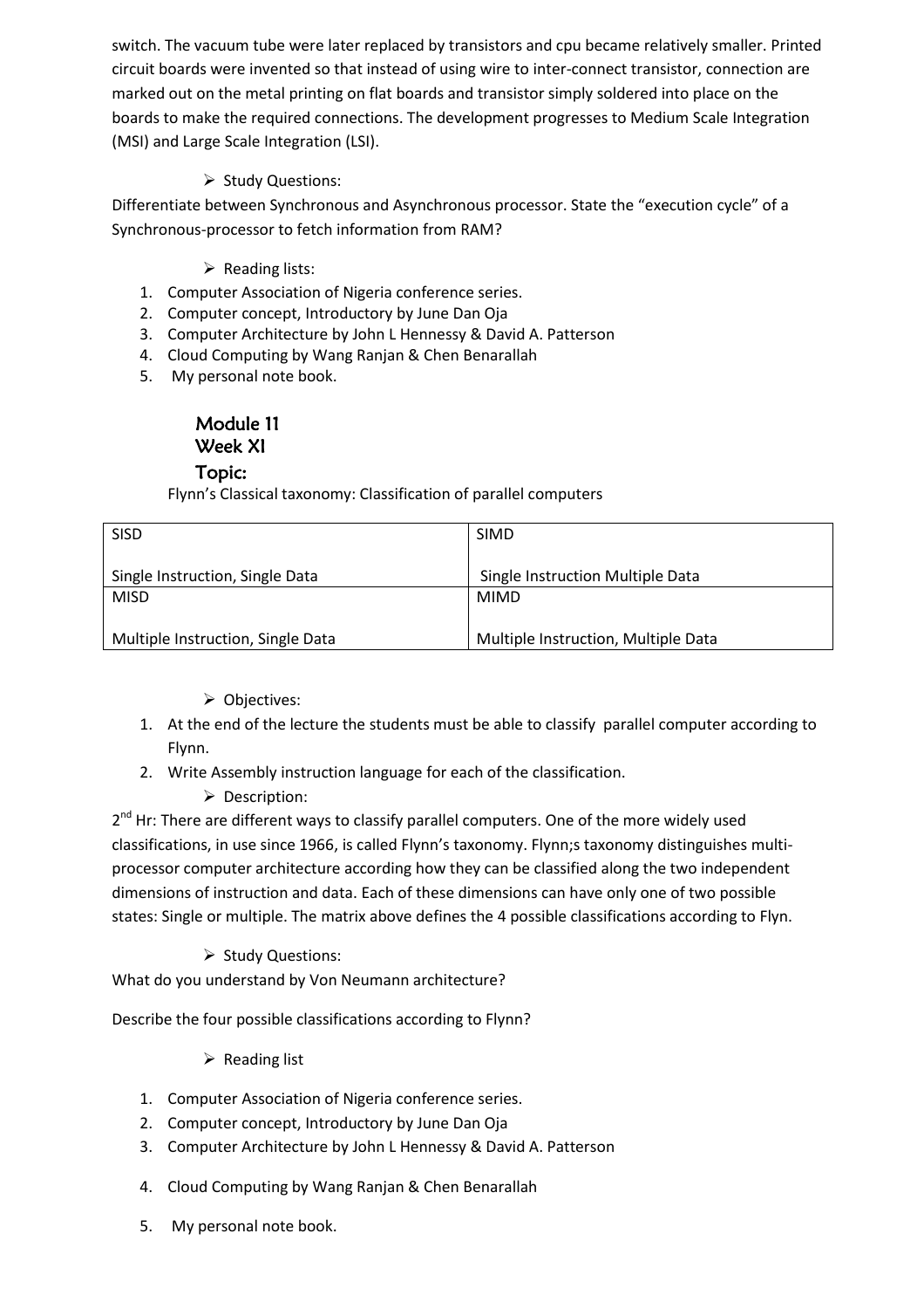switch. The vacuum tube were later replaced by transistors and cpu became relatively smaller. Printed circuit boards were invented so that instead of using wire to inter-connect transistor, connection are marked out on the metal printing on flat boards and transistor simply soldered into place on the boards to make the required connections. The development progresses to Medium Scale Integration (MSI) and Large Scale Integration (LSI).

- Study Questions:

Differentiate between Synchronous and Asynchronous processor. State the "execution cycle" of a Synchronous-processor to fetch information from RAM?

- Reading lists:

1. Computer Association of Nigeria conference series.
2. Computer concept, Introductory by June Dan Oja
3. Computer Architecture by John L Hennessy & David A. Patterson
4. Cloud Computing by Wang Ranjan & Chen Benarallah
5. My personal note book.

## Module 11
## Week XI
## Topic:

Flynn's Classical taxonomy: Classification of parallel computers

| SISD<br><br>Single Instruction, Single Data | SIMD<br><br>Single Instruction Multiple Data |
|---|---|
| MISD<br><br>Multiple Instruction, Single Data | MIMD<br><br>Multiple Instruction, Multiple Data |

- Objectives:

1. At the end of the lecture the students must be able to classify parallel computer according to Flynn.
2. Write Assembly instruction language for each of the classification.

- Description:

2nd Hr: There are different ways to classify parallel computers. One of the more widely used classifications, in use since 1966, is called Flynn's taxonomy. Flynn;s taxonomy distinguishes multi-processor computer architecture according how they can be classified along the two independent dimensions of instruction and data. Each of these dimensions can have only one of two possible states: Single or multiple. The matrix above defines the 4 possible classifications according to Flyn.

- Study Questions:

What do you understand by Von Neumann architecture?

Describe the four possible classifications according to Flynn?

- Reading list

1. Computer Association of Nigeria conference series.
2. Computer concept, Introductory by June Dan Oja
3. Computer Architecture by John L Hennessy & David A. Patterson
4. Cloud Computing by Wang Ranjan & Chen Benarallah
5. My personal note book.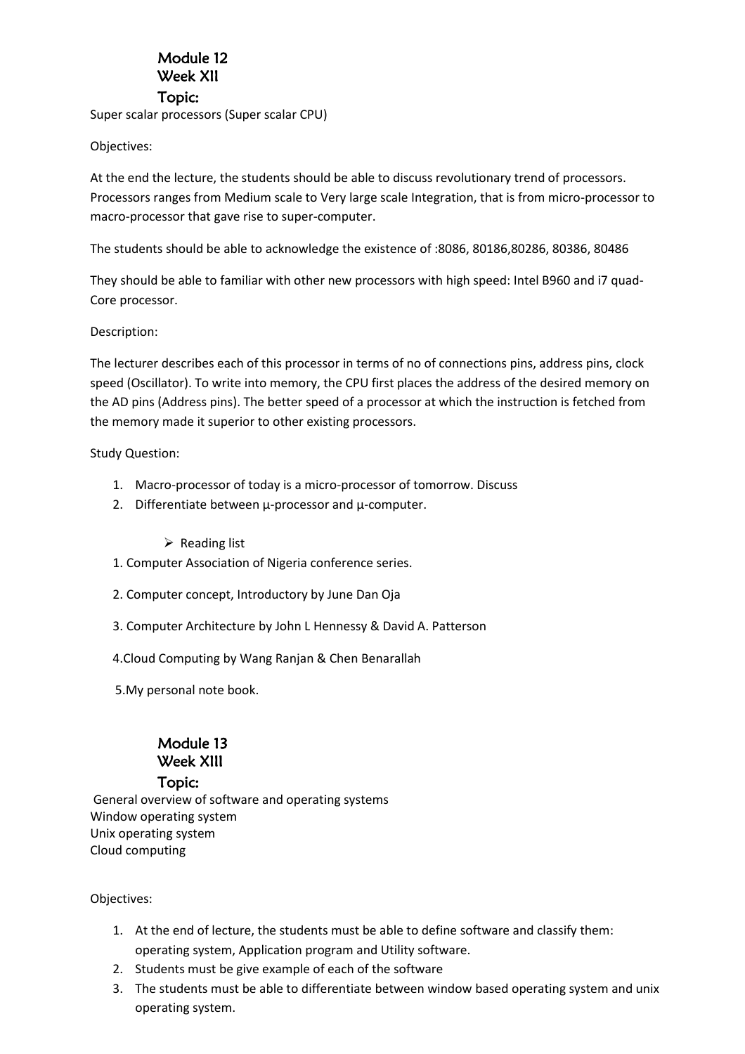## Module 12
## Week XII
## Topic:

Super scalar processors (Super scalar CPU)

Objectives:

At the end the lecture, the students should be able to discuss revolutionary trend of processors. Processors ranges from Medium scale to Very large scale Integration, that is from micro-processor to macro-processor that gave rise to super-computer.

The students should be able to acknowledge the existence of :8086, 80186,80286, 80386, 80486

They should be able to familiar with other new processors with high speed: Intel B960 and i7 quad-Core processor.

Description:

The lecturer describes each of this processor in terms of no of connections pins, address pins, clock speed (Oscillator). To write into memory, the CPU first places the address of the desired memory on the AD pins (Address pins). The better speed of a processor at which the instruction is fetched from the memory made it superior to other existing processors.

Study Question:

1. Macro-processor of today is a micro-processor of tomorrow. Discuss
2. Differentiate between µ-processor and µ-computer.

- Reading list

1. Computer Association of Nigeria conference series.
2. Computer concept, Introductory by June Dan Oja
3. Computer Architecture by John L Hennessy & David A. Patterson
4. Cloud Computing by Wang Ranjan & Chen Benarallah
5. My personal note book.

## Module 13
## Week XIII
## Topic:

General overview of software and operating systems
Window operating system
Unix operating system
Cloud computing

Objectives:

1. At the end of lecture, the students must be able to define software and classify them: operating system, Application program and Utility software.
2. Students must be give example of each of the software
3. The students must be able to differentiate between window based operating system and unix operating system.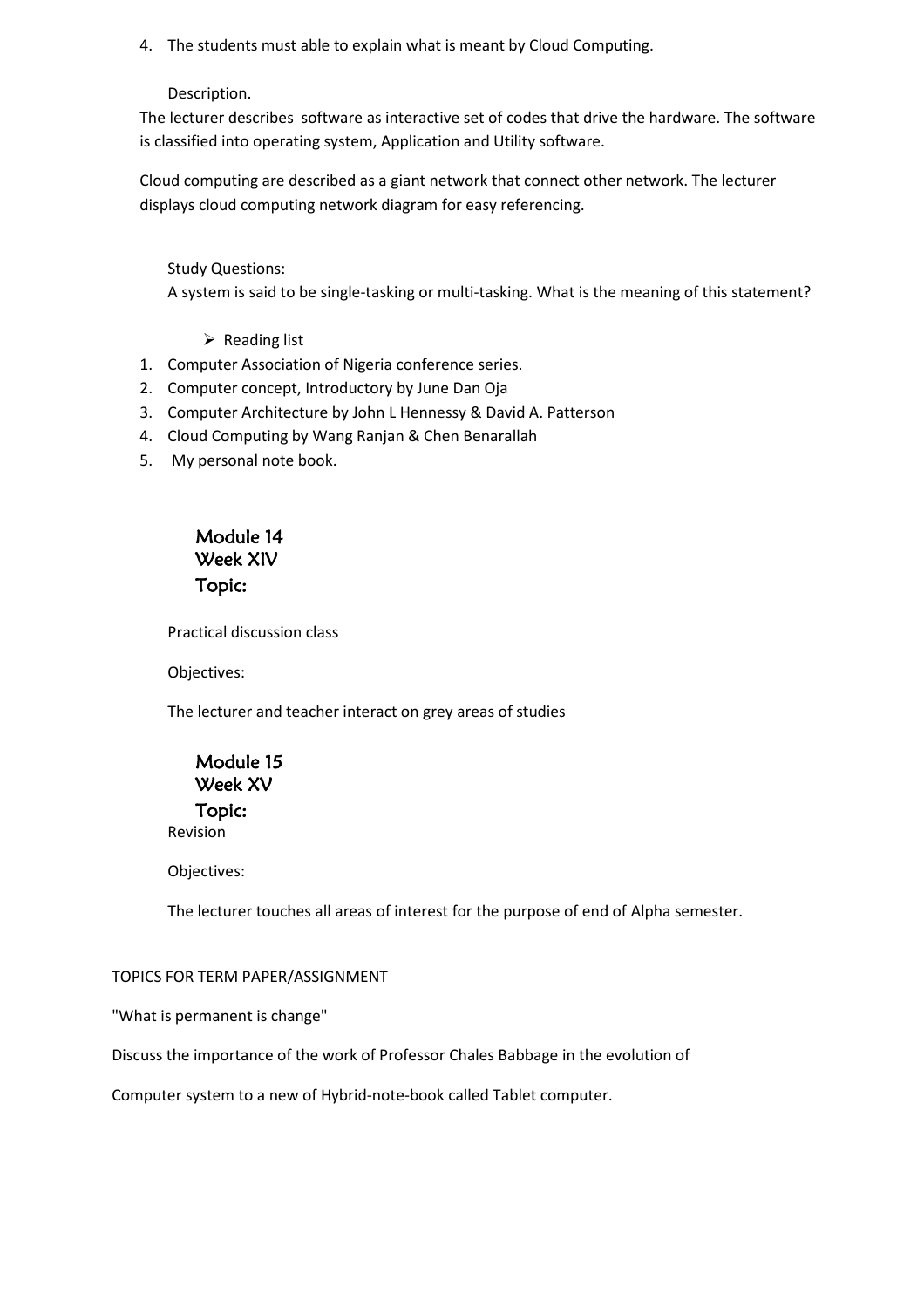4. The students must able to explain what is meant by Cloud Computing.

Description.

The lecturer describes software as interactive set of codes that drive the hardware. The software is classified into operating system, Application and Utility software.

Cloud computing are described as a giant network that connect other network. The lecturer displays cloud computing network diagram for easy referencing.

Study Questions:

A system is said to be single-tasking or multi-tasking. What is the meaning of this statement?

- Reading list

1. Computer Association of Nigeria conference series.
2. Computer concept, Introductory by June Dan Oja
3. Computer Architecture by John L Hennessy & David A. Patterson
4. Cloud Computing by Wang Ranjan & Chen Benarallah
5. My personal note book.

## Module 14
## Week XIV
## Topic:

Practical discussion class

Objectives:

The lecturer and teacher interact on grey areas of studies

## Module 15
## Week XV
## Topic:

Revision

Objectives:

The lecturer touches all areas of interest for the purpose of end of Alpha semester.

TOPICS FOR TERM PAPER/ASSIGNMENT

"What is permanent is change"

Discuss the importance of the work of Professor Chales Babbage in the evolution of

Computer system to a new of Hybrid-note-book called Tablet computer.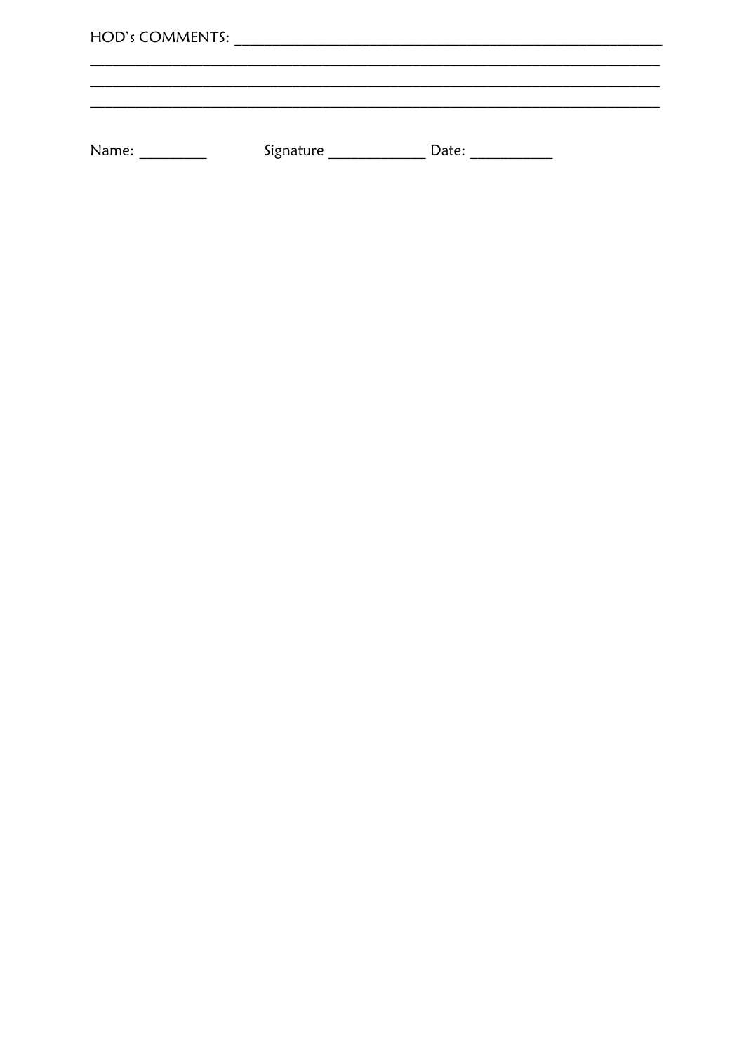HOD's COMMENTS: ______________________________________________________________
_______________________________________________________________________________
_______________________________________________________________________________
_______________________________________________________________________________

Name: _________ Signature _____________ Date: ___________